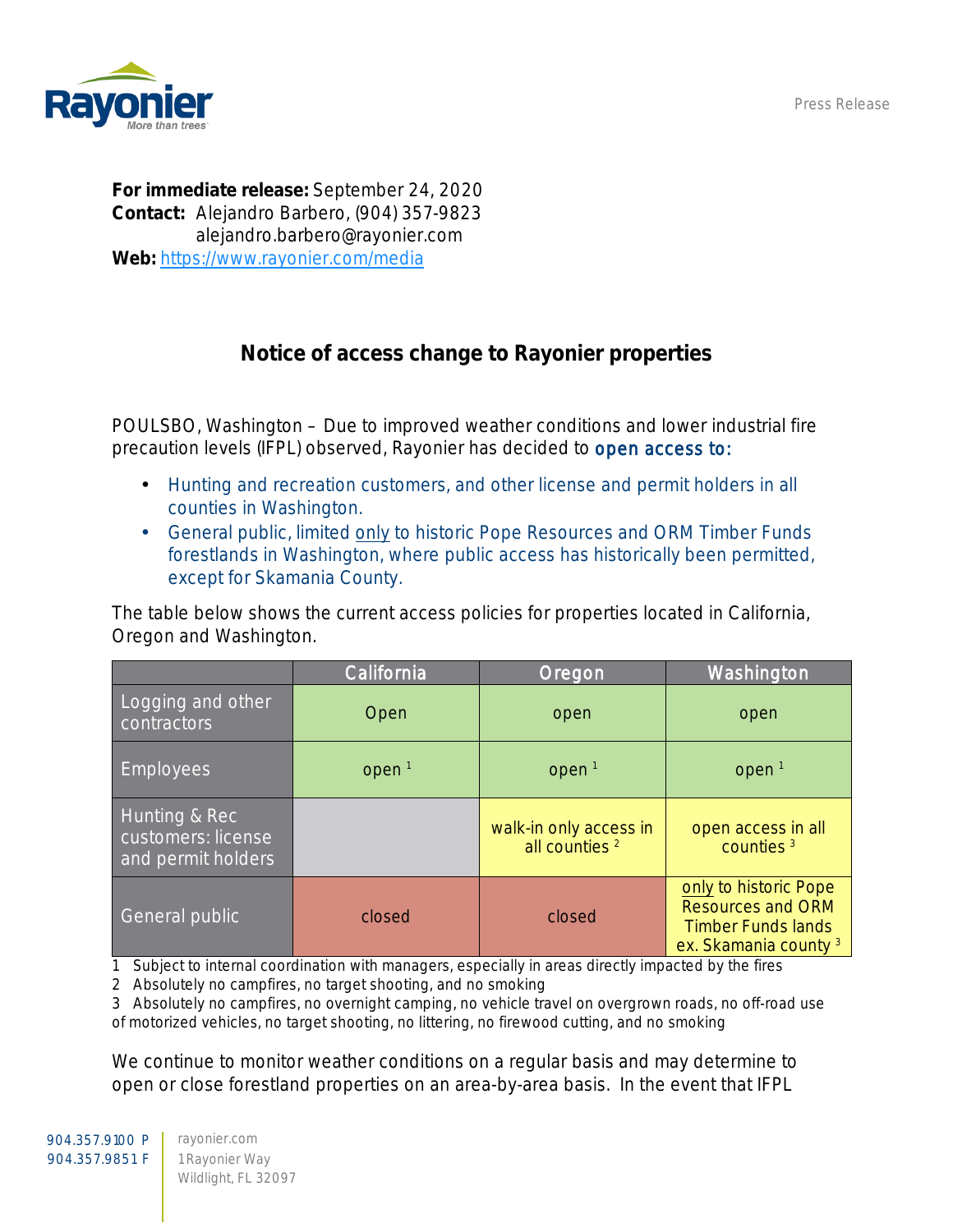Press Release

**For immediate release:** September 24, 2020
**Contact:** Alejandro Barbero, (904) 357-9823
alejandro.barbero@rayonier.com
**Web:** https://www.rayonier.com/media

## Notice of access change to Rayonier properties

POULSBO, Washington – Due to improved weather conditions and lower industrial fire precaution levels (IFPL) observed, Rayonier has decided to open access to:

- Hunting and recreation customers, and other license and permit holders in all counties in Washington.
- General public, limited only to historic Pope Resources and ORM Timber Funds forestlands in Washington, where public access has historically been permitted, except for Skamania County.

The table below shows the current access policies for properties located in California, Oregon and Washington.

| | California | Oregon | Washington |
|---|---|---|---|
| Logging and other contractors | Open | open | open |
| Employees | open [1] | open [1] | open [1] |
| Hunting & Rec customers: license and permit holders | | walk-in only access in all counties [2] | open access in all counties [3] |
| General public | closed | closed | only to historic Pope Resources and ORM Timber Funds lands ex. Skamania county [3] |

1 Subject to internal coordination with managers, especially in areas directly impacted by the fires
2 Absolutely no campfires, no target shooting, and no smoking
3 Absolutely no campfires, no overnight camping, no vehicle travel on overgrown roads, no off-road use of motorized vehicles, no target shooting, no littering, no firewood cutting, and no smoking

We continue to monitor weather conditions on a regular basis and may determine to open or close forestland properties on an area-by-area basis. In the event that IFPL

904.357.9100 P
904.357.9851 F
rayonier.com
1 Rayonier Way
Wildlight, FL 32097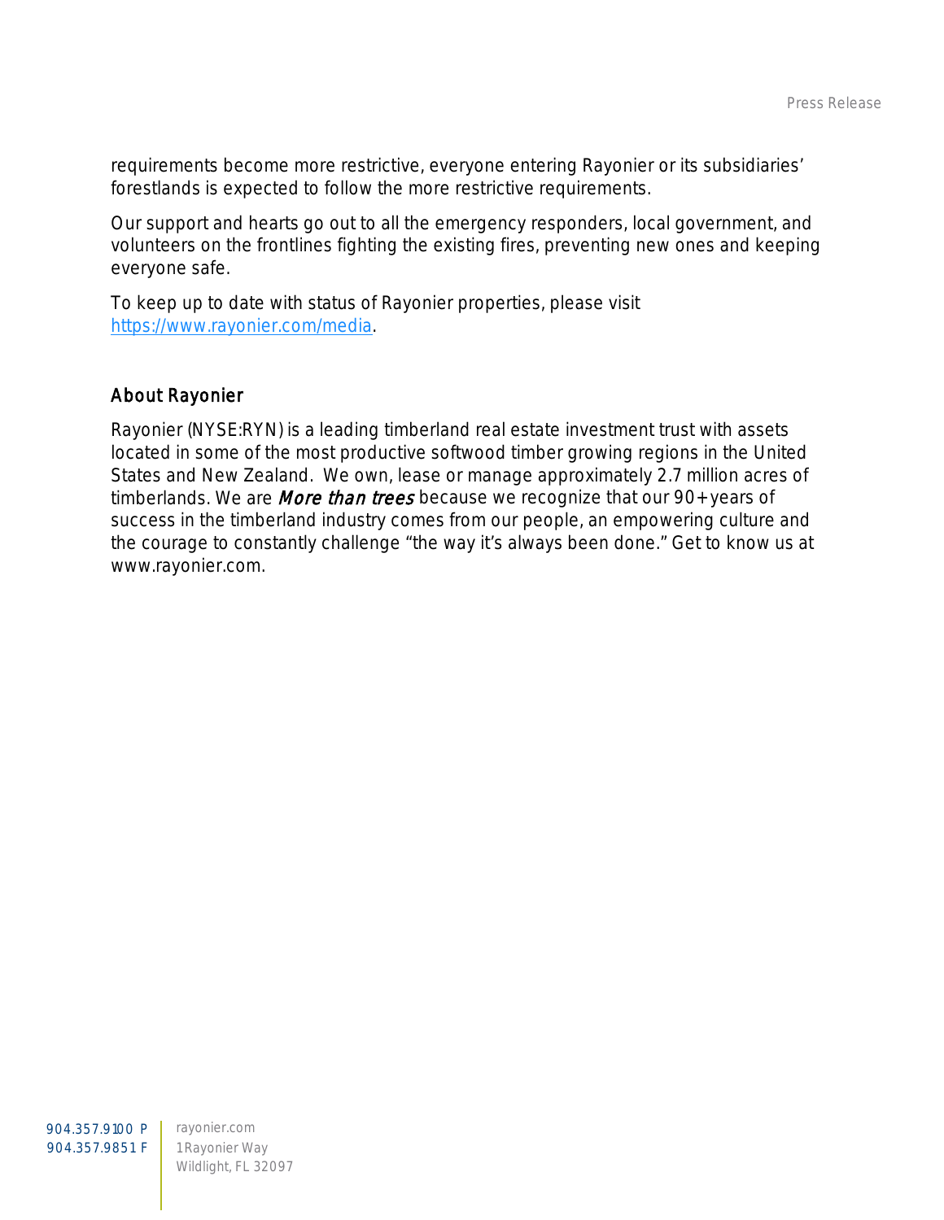requirements become more restrictive, everyone entering Rayonier or its subsidiaries' forestlands is expected to follow the more restrictive requirements.

Our support and hearts go out to all the emergency responders, local government, and volunteers on the frontlines fighting the existing fires, preventing new ones and keeping everyone safe.

To keep up to date with status of Rayonier properties, please visit [https://www.rayonier.com/media](https://www.rayonier.com/media).

## About Rayonier

Rayonier (NYSE:RYN) is a leading timberland real estate investment trust with assets located in some of the most productive softwood timber growing regions in the United States and New Zealand. We own, lease or manage approximately 2.7 million acres of timberlands. We are *More than trees* because we recognize that our 90+ years of success in the timberland industry comes from our people, an empowering culture and the courage to constantly challenge "the way it's always been done." Get to know us at www.rayonier.com.